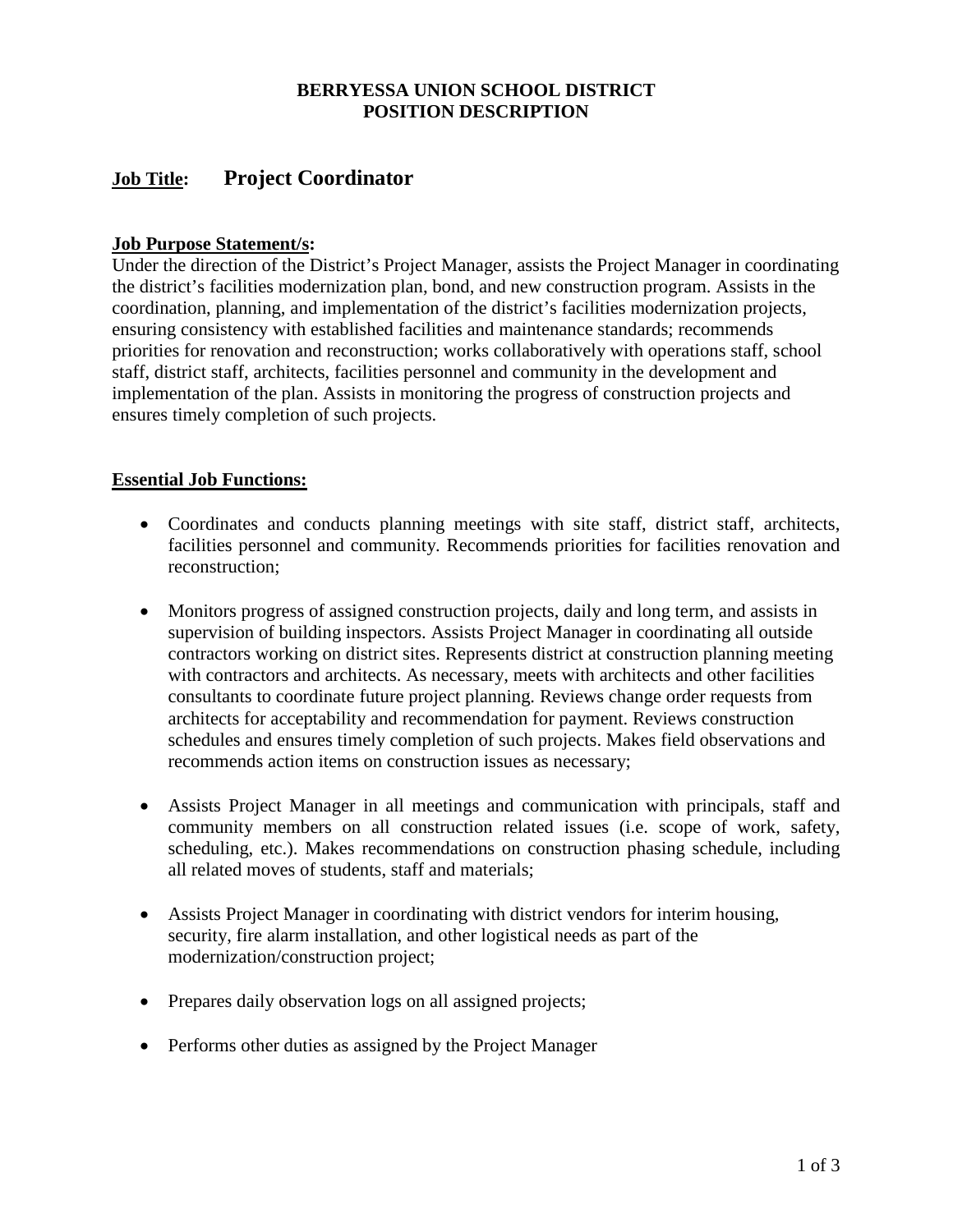**BERRYESSA UNION SCHOOL DISTRICT**
**POSITION DESCRIPTION**

## **Job Title:** Project Coordinator

### Job Purpose Statement/s:

Under the direction of the District's Project Manager, assists the Project Manager in coordinating the district's facilities modernization plan, bond, and new construction program. Assists in the coordination, planning, and implementation of the district's facilities modernization projects, ensuring consistency with established facilities and maintenance standards; recommends priorities for renovation and reconstruction; works collaboratively with operations staff, school staff, district staff, architects, facilities personnel and community in the development and implementation of the plan. Assists in monitoring the progress of construction projects and ensures timely completion of such projects.

### Essential Job Functions:

- Coordinates and conducts planning meetings with site staff, district staff, architects, facilities personnel and community. Recommends priorities for facilities renovation and reconstruction;
- Monitors progress of assigned construction projects, daily and long term, and assists in supervision of building inspectors. Assists Project Manager in coordinating all outside contractors working on district sites. Represents district at construction planning meeting with contractors and architects. As necessary, meets with architects and other facilities consultants to coordinate future project planning. Reviews change order requests from architects for acceptability and recommendation for payment. Reviews construction schedules and ensures timely completion of such projects. Makes field observations and recommends action items on construction issues as necessary;
- Assists Project Manager in all meetings and communication with principals, staff and community members on all construction related issues (i.e. scope of work, safety, scheduling, etc.). Makes recommendations on construction phasing schedule, including all related moves of students, staff and materials;
- Assists Project Manager in coordinating with district vendors for interim housing, security, fire alarm installation, and other logistical needs as part of the modernization/construction project;
- Prepares daily observation logs on all assigned projects;
- Performs other duties as assigned by the Project Manager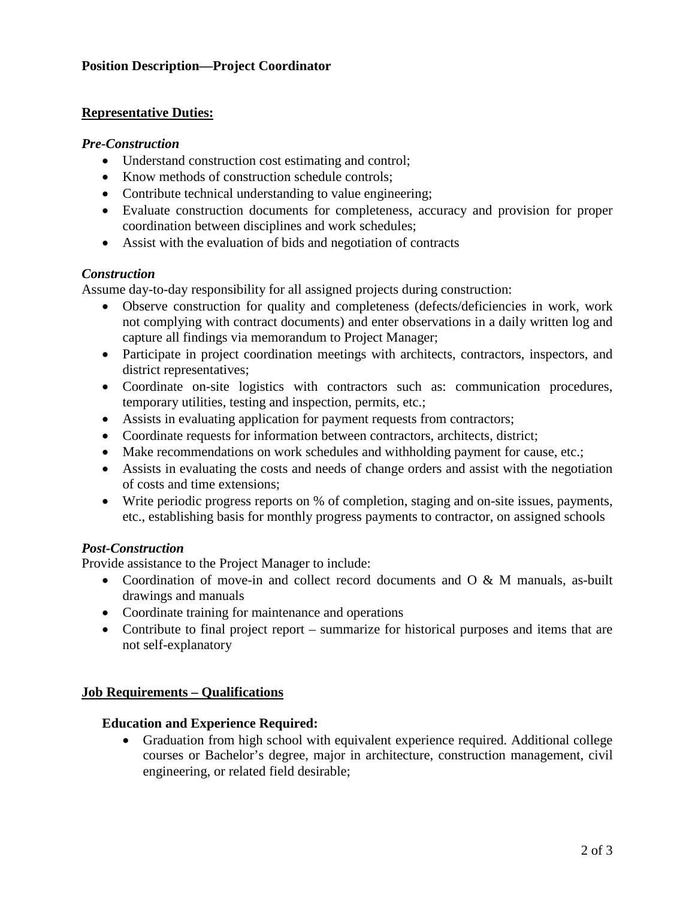**Position Description—Project Coordinator**

## Representative Duties:

### *Pre-Construction*

- Understand construction cost estimating and control;
- Know methods of construction schedule controls;
- Contribute technical understanding to value engineering;
- Evaluate construction documents for completeness, accuracy and provision for proper coordination between disciplines and work schedules;
- Assist with the evaluation of bids and negotiation of contracts

### *Construction*

Assume day-to-day responsibility for all assigned projects during construction:

- Observe construction for quality and completeness (defects/deficiencies in work, work not complying with contract documents) and enter observations in a daily written log and capture all findings via memorandum to Project Manager;
- Participate in project coordination meetings with architects, contractors, inspectors, and district representatives;
- Coordinate on-site logistics with contractors such as: communication procedures, temporary utilities, testing and inspection, permits, etc.;
- Assists in evaluating application for payment requests from contractors;
- Coordinate requests for information between contractors, architects, district;
- Make recommendations on work schedules and withholding payment for cause, etc.;
- Assists in evaluating the costs and needs of change orders and assist with the negotiation of costs and time extensions;
- Write periodic progress reports on % of completion, staging and on-site issues, payments, etc., establishing basis for monthly progress payments to contractor, on assigned schools

### *Post-Construction*

Provide assistance to the Project Manager to include:

- Coordination of move-in and collect record documents and O & M manuals, as-built drawings and manuals
- Coordinate training for maintenance and operations
- Contribute to final project report – summarize for historical purposes and items that are not self-explanatory

## Job Requirements – Qualifications

### Education and Experience Required:

- Graduation from high school with equivalent experience required. Additional college courses or Bachelor's degree, major in architecture, construction management, civil engineering, or related field desirable;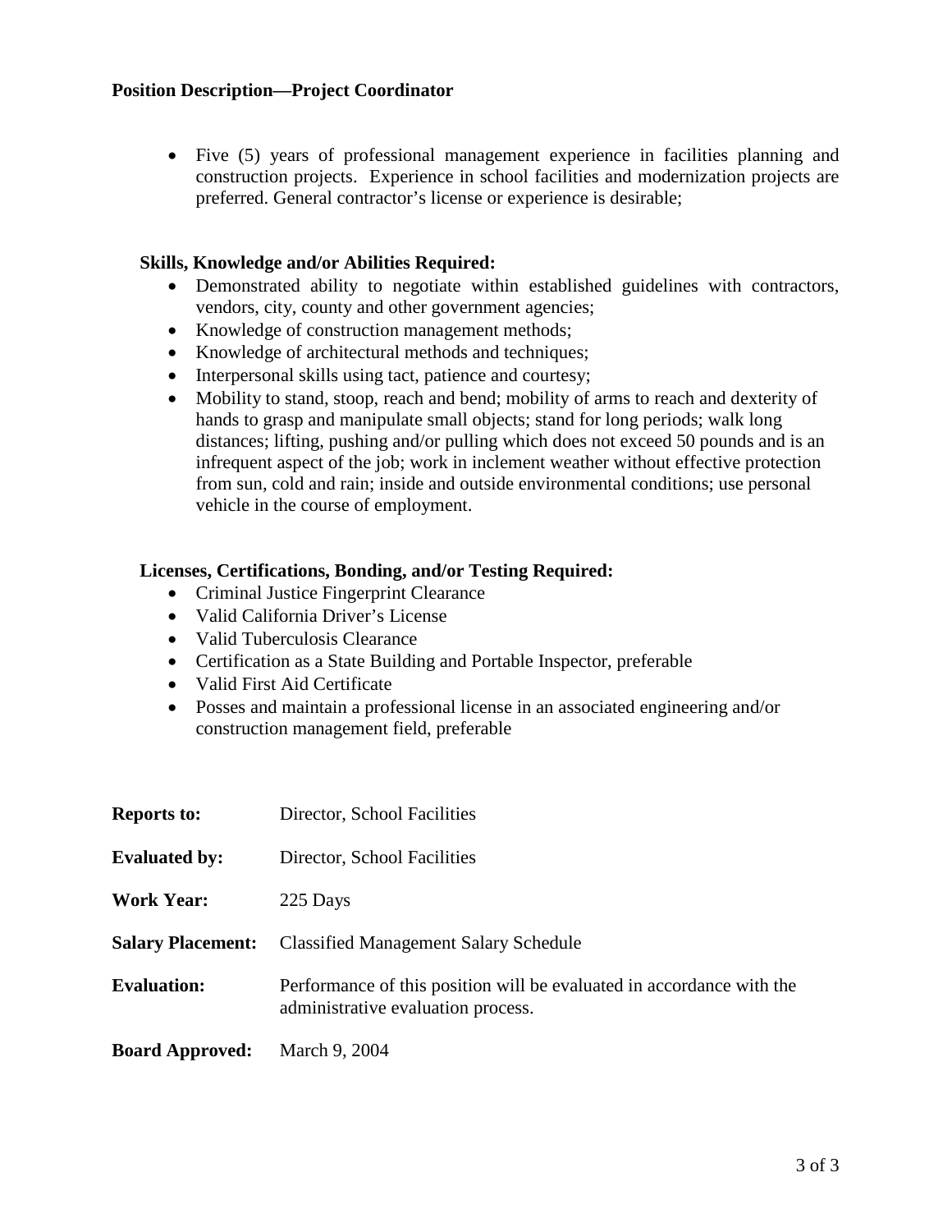**Position Description—Project Coordinator**

- Five (5) years of professional management experience in facilities planning and construction projects. Experience in school facilities and modernization projects are preferred. General contractor's license or experience is desirable;

**Skills, Knowledge and/or Abilities Required:**

- Demonstrated ability to negotiate within established guidelines with contractors, vendors, city, county and other government agencies;
- Knowledge of construction management methods;
- Knowledge of architectural methods and techniques;
- Interpersonal skills using tact, patience and courtesy;
- Mobility to stand, stoop, reach and bend; mobility of arms to reach and dexterity of hands to grasp and manipulate small objects; stand for long periods; walk long distances; lifting, pushing and/or pulling which does not exceed 50 pounds and is an infrequent aspect of the job; work in inclement weather without effective protection from sun, cold and rain; inside and outside environmental conditions; use personal vehicle in the course of employment.

**Licenses, Certifications, Bonding, and/or Testing Required:**

- Criminal Justice Fingerprint Clearance
- Valid California Driver's License
- Valid Tuberculosis Clearance
- Certification as a State Building and Portable Inspector, preferable
- Valid First Aid Certificate
- Posses and maintain a professional license in an associated engineering and/or construction management field, preferable

**Reports to:** Director, School Facilities

**Evaluated by:** Director, School Facilities

**Work Year:** 225 Days

**Salary Placement:** Classified Management Salary Schedule

**Evaluation:** Performance of this position will be evaluated in accordance with the administrative evaluation process.

**Board Approved:** March 9, 2004